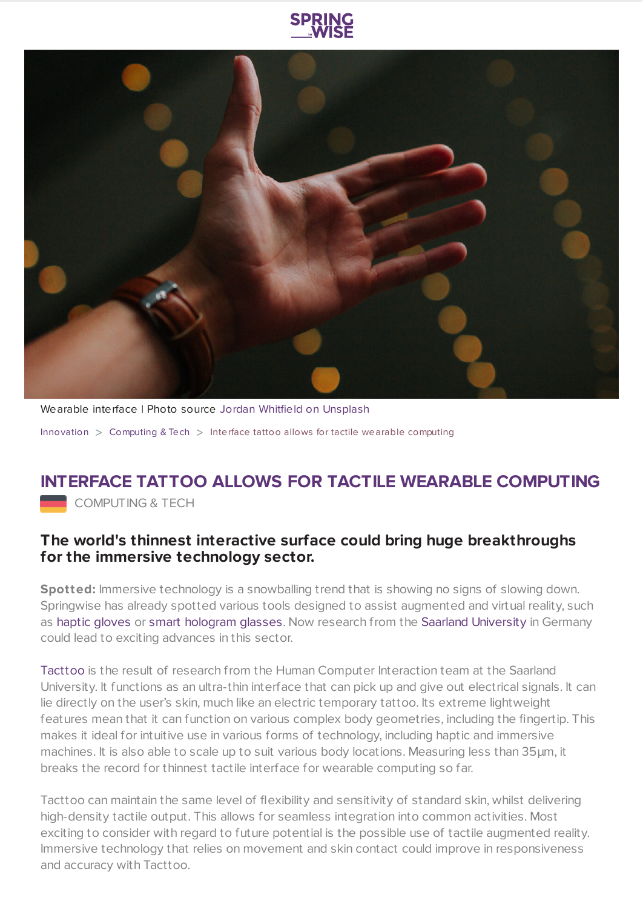Wearable interface | Photo source Jordan Whitfield on Unsplash

Innovation > Computing & Tech > Interface tattoo allows for tactile wearable computing

# INTERFACE TATTOO ALLOWS FOR TACTILE WEARABLE COMPUTING

COMPUTING & TECH

## The world's thinnest interactive surface could bring huge breakthroughs for the immersive technology sector.

**Spotted:** Immersive technology is a snowballing trend that is showing no signs of slowing down. Springwise has already spotted various tools designed to assist augmented and virtual reality, such as haptic gloves or smart hologram glasses. Now research from the Saarland University in Germany could lead to exciting advances in this sector.

Tacttoo is the result of research from the Human Computer Interaction team at the Saarland University. It functions as an ultra-thin interface that can pick up and give out electrical signals. It can lie directly on the user's skin, much like an electric temporary tattoo. Its extreme lightweight features mean that it can function on various complex body geometries, including the fingertip. This makes it ideal for intuitive use in various forms of technology, including haptic and immersive machines. It is also able to scale up to suit various body locations. Measuring less than 35μm, it breaks the record for thinnest tactile interface for wearable computing so far.

Tacttoo can maintain the same level of flexibility and sensitivity of standard skin, whilst delivering high-density tactile output. This allows for seamless integration into common activities. Most exciting to consider with regard to future potential is the possible use of tactile augmented reality. Immersive technology that relies on movement and skin contact could improve in responsiveness and accuracy with Tacttoo.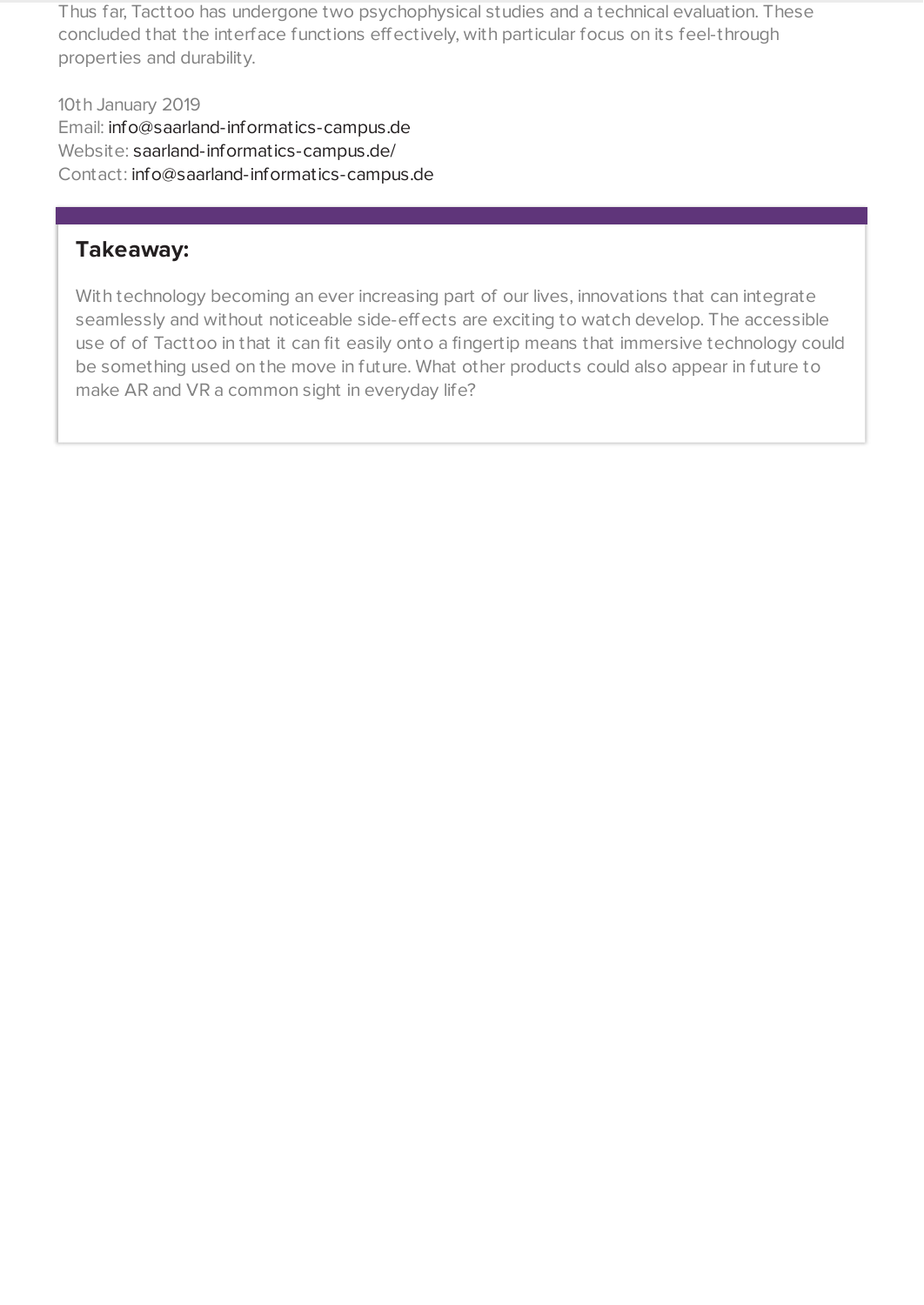Thus far, Tacttoo has undergone two psychophysical studies and a technical evaluation. These concluded that the interface functions effectively, with particular focus on its feel-through properties and durability.

10th January 2019
Email: info@saarland-informatics-campus.de
Website: saarland-informatics-campus.de/
Contact: info@saarland-informatics-campus.de

**Takeaway:**

With technology becoming an ever increasing part of our lives, innovations that can integrate seamlessly and without noticeable side-effects are exciting to watch develop. The accessible use of of Tacttoo in that it can fit easily onto a fingertip means that immersive technology could be something used on the move in future. What other products could also appear in future to make AR and VR a common sight in everyday life?